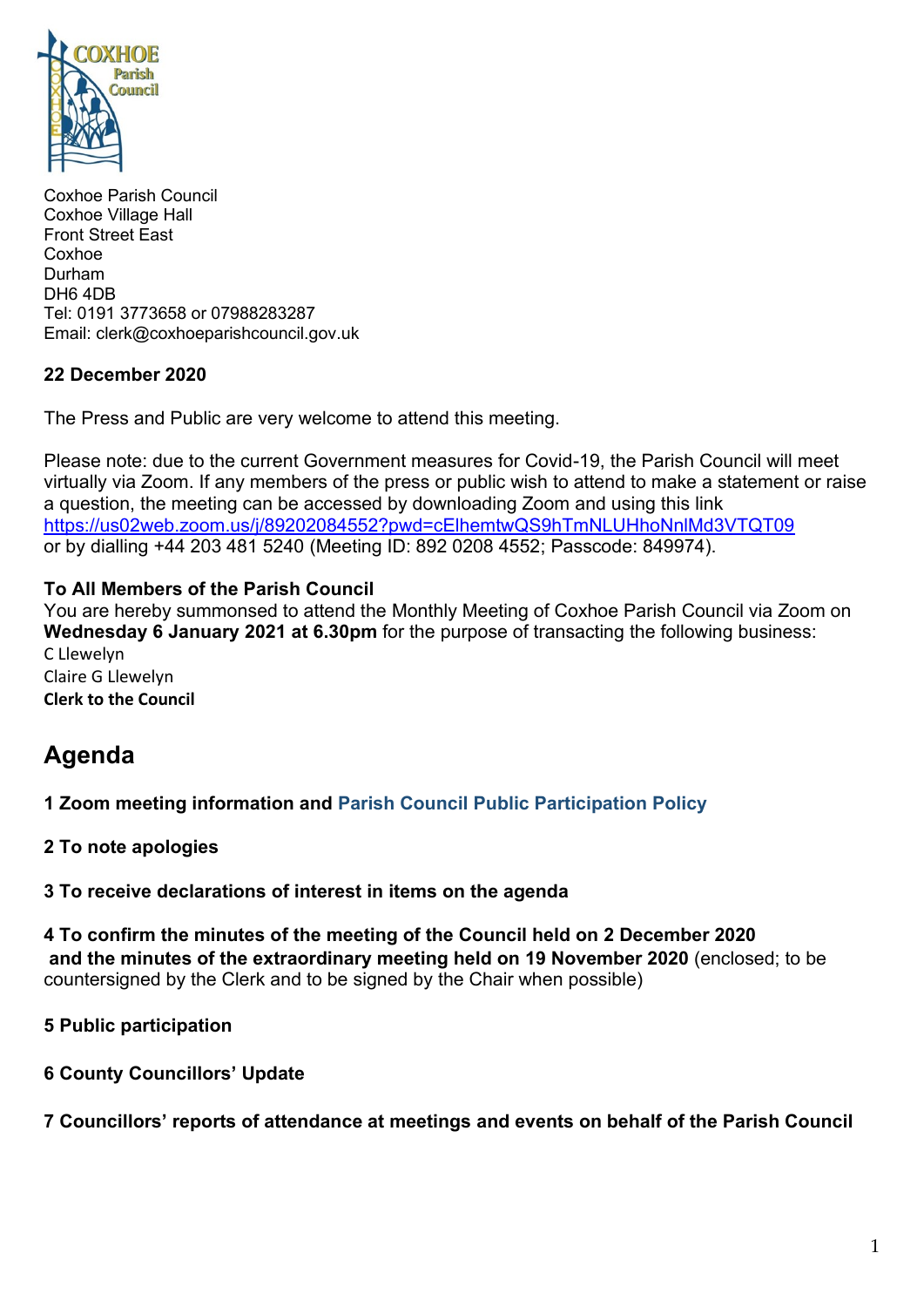Coxhoe Parish Council
Coxhoe Village Hall
Front Street East
Coxhoe
Durham
DH6 4DB
Tel: 0191 3773658 or 07988283287
Email: clerk@coxhoeparishcouncil.gov.uk

**22 December 2020**

The Press and Public are very welcome to attend this meeting.

Please note: due to the current Government measures for Covid-19, the Parish Council will meet virtually via Zoom. If any members of the press or public wish to attend to make a statement or raise a question, the meeting can be accessed by downloading Zoom and using this link https://us02web.zoom.us/j/89202084552?pwd=cElhemtwQS9hTmNLUHhoNnlMd3VTQT09 or by dialling +44 203 481 5240 (Meeting ID: 892 0208 4552; Passcode: 849974).

**To All Members of the Parish Council**
You are hereby summonsed to attend the Monthly Meeting of Coxhoe Parish Council via Zoom on **Wednesday 6 January 2021 at 6.30pm** for the purpose of transacting the following business:
C Llewelyn
Claire G Llewelyn
**Clerk to the Council**

# Agenda

**1 Zoom meeting information and Parish Council Public Participation Policy**

**2 To note apologies**

**3 To receive declarations of interest in items on the agenda**

**4 To confirm the minutes of the meeting of the Council held on 2 December 2020 and the minutes of the extraordinary meeting held on 19 November 2020** (enclosed; to be countersigned by the Clerk and to be signed by the Chair when possible)

**5 Public participation**

**6 County Councillors' Update**

**7 Councillors' reports of attendance at meetings and events on behalf of the Parish Council**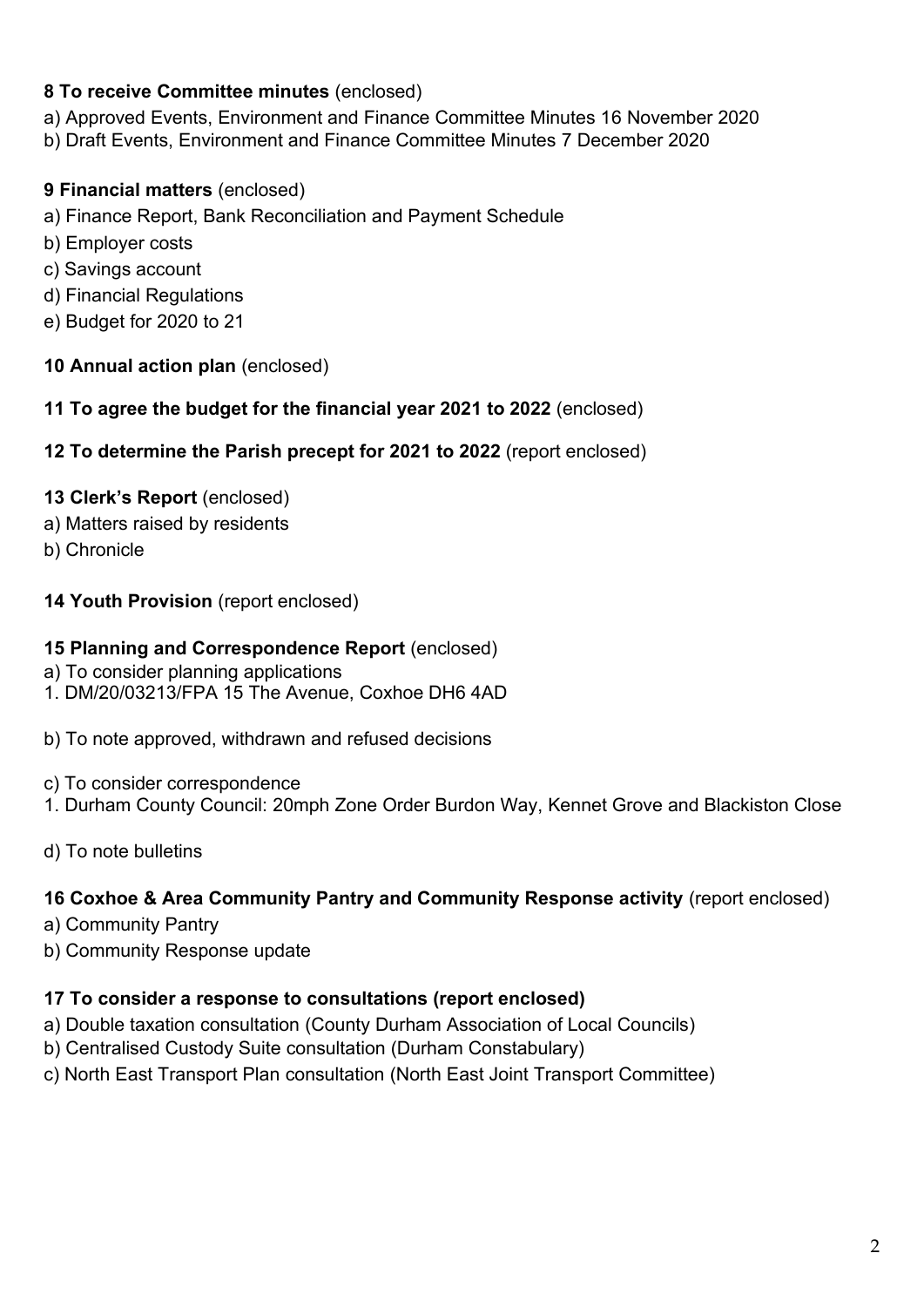**8 To receive Committee minutes** (enclosed)

a) Approved Events, Environment and Finance Committee Minutes 16 November 2020
b) Draft Events, Environment and Finance Committee Minutes 7 December 2020

**9 Financial matters** (enclosed)

a) Finance Report, Bank Reconciliation and Payment Schedule
b) Employer costs
c) Savings account
d) Financial Regulations
e) Budget for 2020 to 21

**10 Annual action plan** (enclosed)

**11 To agree the budget for the financial year 2021 to 2022** (enclosed)

**12 To determine the Parish precept for 2021 to 2022** (report enclosed)

**13 Clerk's Report** (enclosed)

a) Matters raised by residents
b) Chronicle

**14 Youth Provision** (report enclosed)

**15 Planning and Correspondence Report** (enclosed)

a) To consider planning applications
1. DM/20/03213/FPA 15 The Avenue, Coxhoe DH6 4AD

b) To note approved, withdrawn and refused decisions

c) To consider correspondence
1. Durham County Council: 20mph Zone Order Burdon Way, Kennet Grove and Blackiston Close

d) To note bulletins

**16 Coxhoe & Area Community Pantry and Community Response activity** (report enclosed)

a) Community Pantry
b) Community Response update

**17 To consider a response to consultations (report enclosed)**

a) Double taxation consultation (County Durham Association of Local Councils)
b) Centralised Custody Suite consultation (Durham Constabulary)
c) North East Transport Plan consultation (North East Joint Transport Committee)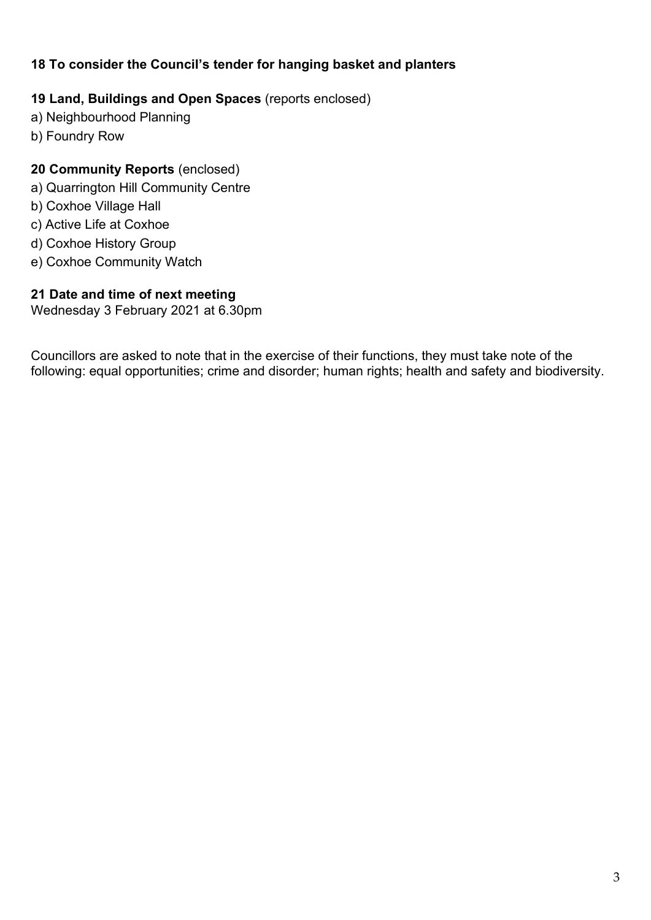**18 To consider the Council's tender for hanging basket and planters**

**19 Land, Buildings and Open Spaces** (reports enclosed)

a) Neighbourhood Planning
b) Foundry Row

**20 Community Reports** (enclosed)

a) Quarrington Hill Community Centre
b) Coxhoe Village Hall
c) Active Life at Coxhoe
d) Coxhoe History Group
e) Coxhoe Community Watch

**21 Date and time of next meeting**

Wednesday 3 February 2021 at 6.30pm

Councillors are asked to note that in the exercise of their functions, they must take note of the following: equal opportunities; crime and disorder; human rights; health and safety and biodiversity.